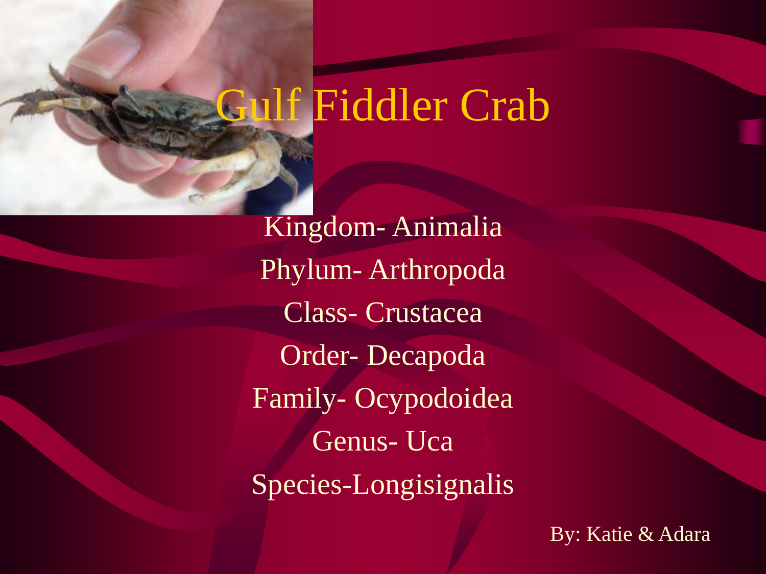# Gulf Fiddler Crab

Kingdom- Animalia

Phylum- Arthropoda

Class- Crustacea

Order- Decapoda

Family- Ocypodoidea

Genus- Uca

Species-Longisignalis

By: Katie & Adara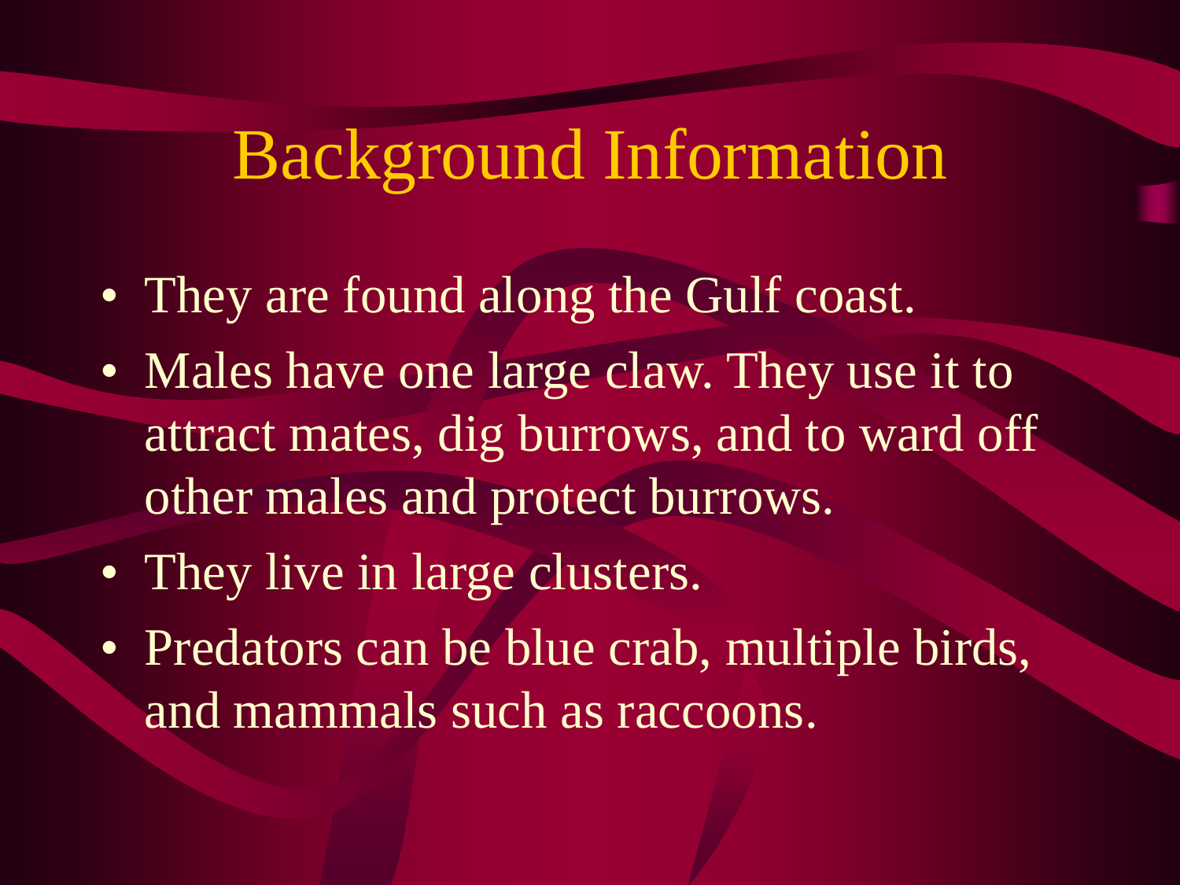# Background Information

- They are found along the Gulf coast.
- Males have one large claw. They use it to attract mates, dig burrows, and to ward off other males and protect burrows.
- They live in large clusters.
- Predators can be blue crab, multiple birds, and mammals such as raccoons.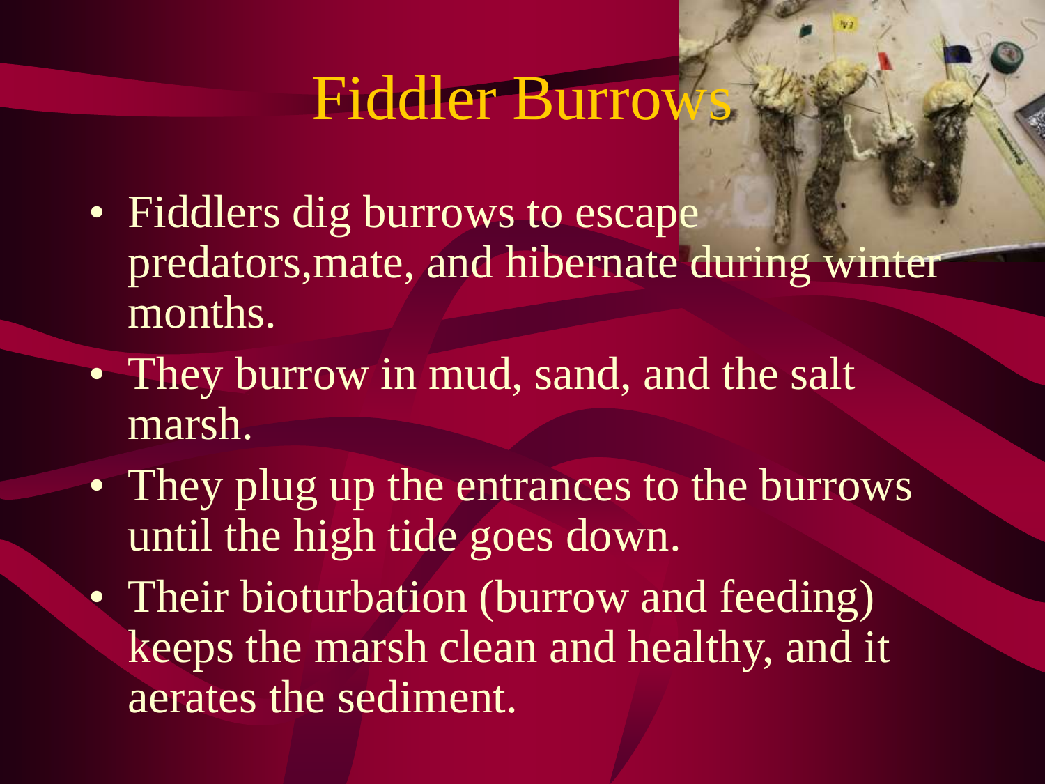# Fiddler Burrows

- Fiddlers dig burrows to escape predators,mate, and hibernate during winter months.
- They burrow in mud, sand, and the salt marsh.
- They plug up the entrances to the burrows until the high tide goes down.
- Their bioturbation (burrow and feeding) keeps the marsh clean and healthy, and it aerates the sediment.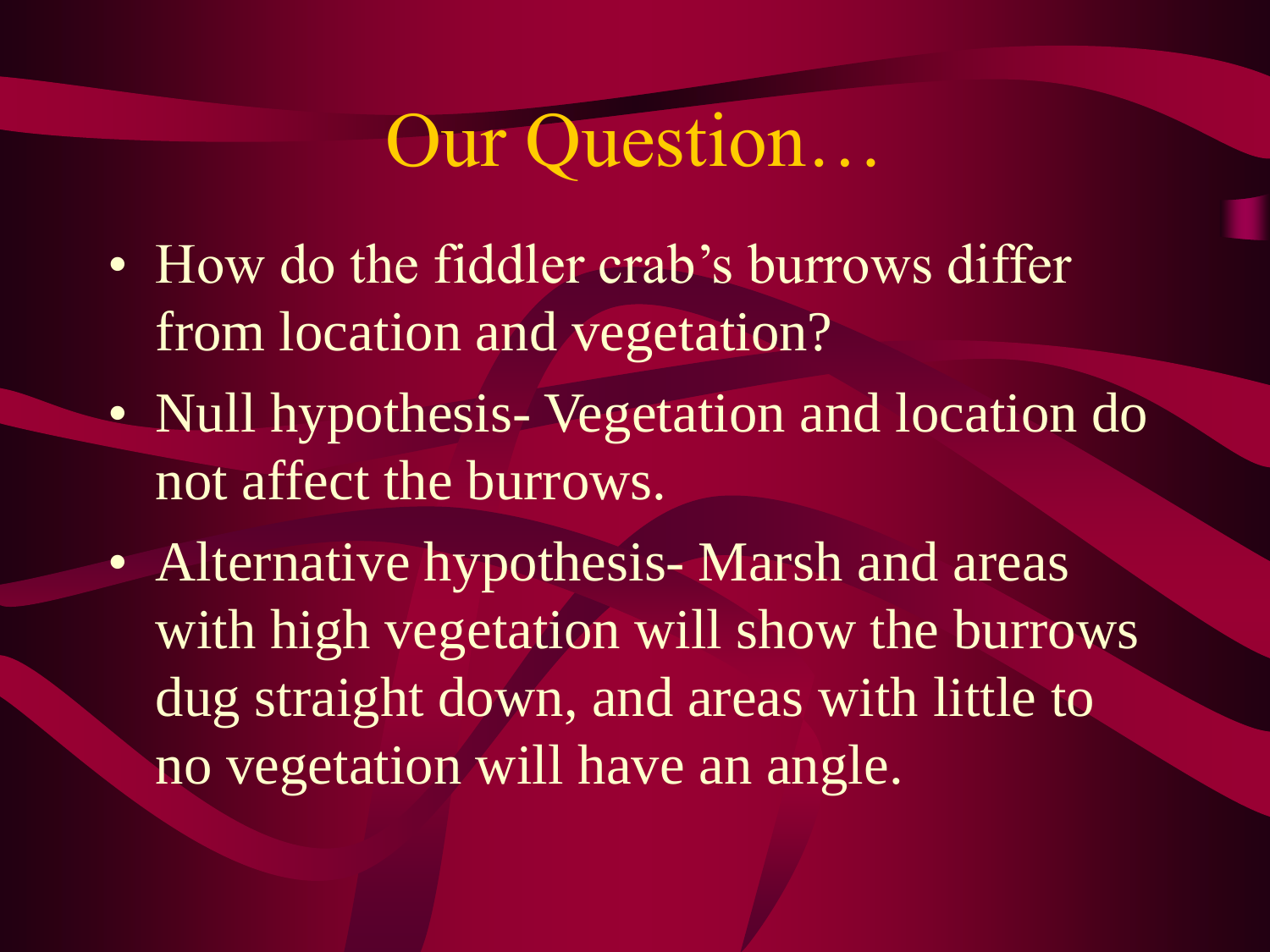# Our Question…

- How do the fiddler crab's burrows differ from location and vegetation?
- Null hypothesis- Vegetation and location do not affect the burrows.
- Alternative hypothesis- Marsh and areas with high vegetation will show the burrows dug straight down, and areas with little to no vegetation will have an angle.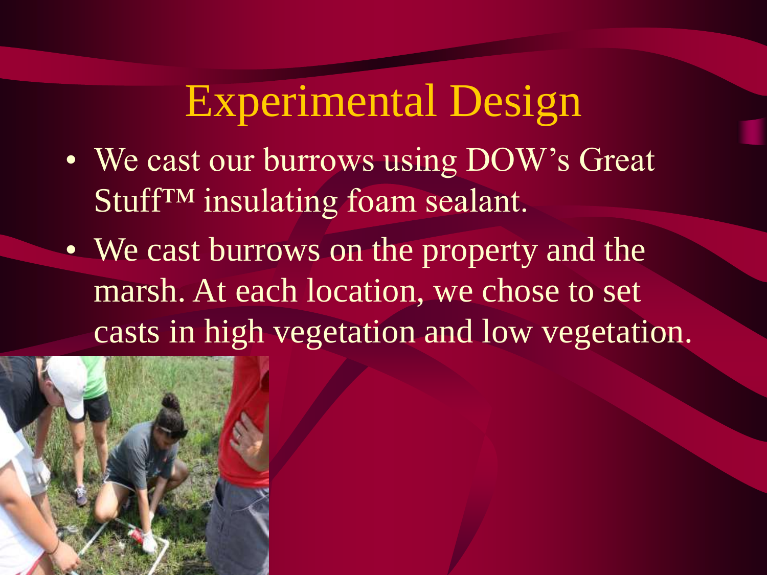# Experimental Design

- We cast our burrows using DOW's Great Stuff™ insulating foam sealant.
- We cast burrows on the property and the marsh. At each location, we chose to set casts in high vegetation and low vegetation.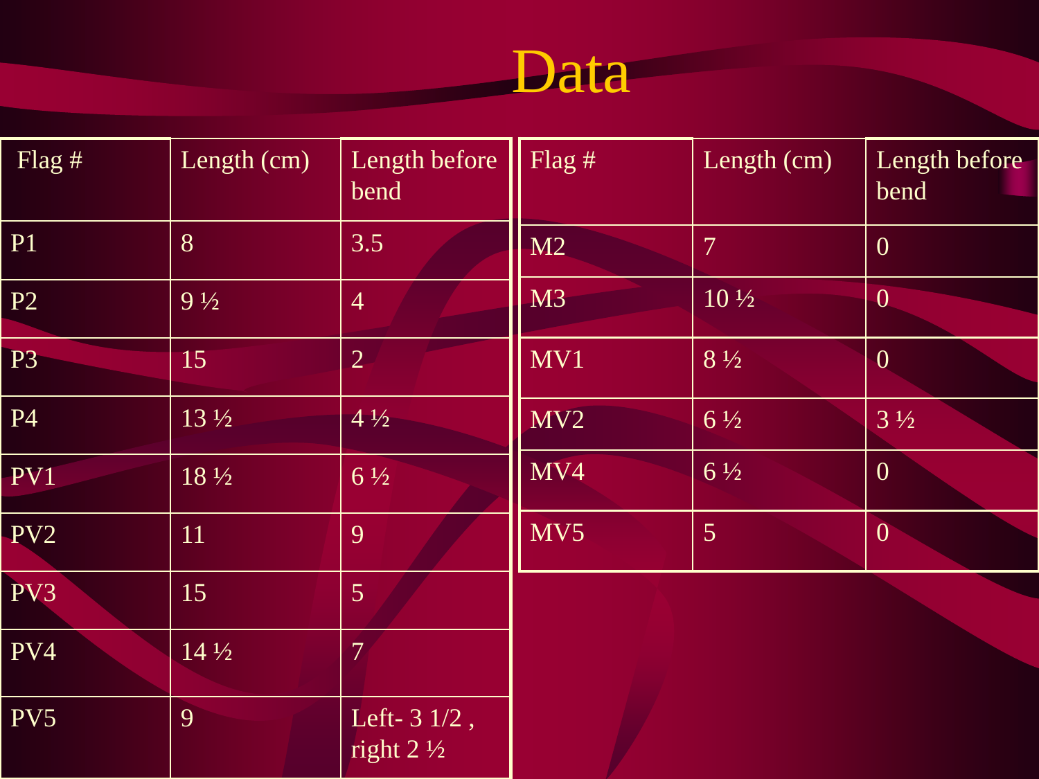# Data

| Flag # | Length (cm) | Length before bend |
|---|---|---|
| P1 | 8 | 3.5 |
| P2 | 9 ½ | 4 |
| P3 | 15 | 2 |
| P4 | 13 ½ | 4 ½ |
| PV1 | 18 ½ | 6 ½ |
| PV2 | 11 | 9 |
| PV3 | 15 | 5 |
| PV4 | 14 ½ | 7 |
| PV5 | 9 | Left- 3 1/2 , right 2 ½ |

| Flag # | Length (cm) | Length before bend |
|---|---|---|
| M2 | 7 | 0 |
| M3 | 10 ½ | 0 |
| MV1 | 8 ½ | 0 |
| MV2 | 6 ½ | 3 ½ |
| MV4 | 6 ½ | 0 |
| MV5 | 5 | 0 |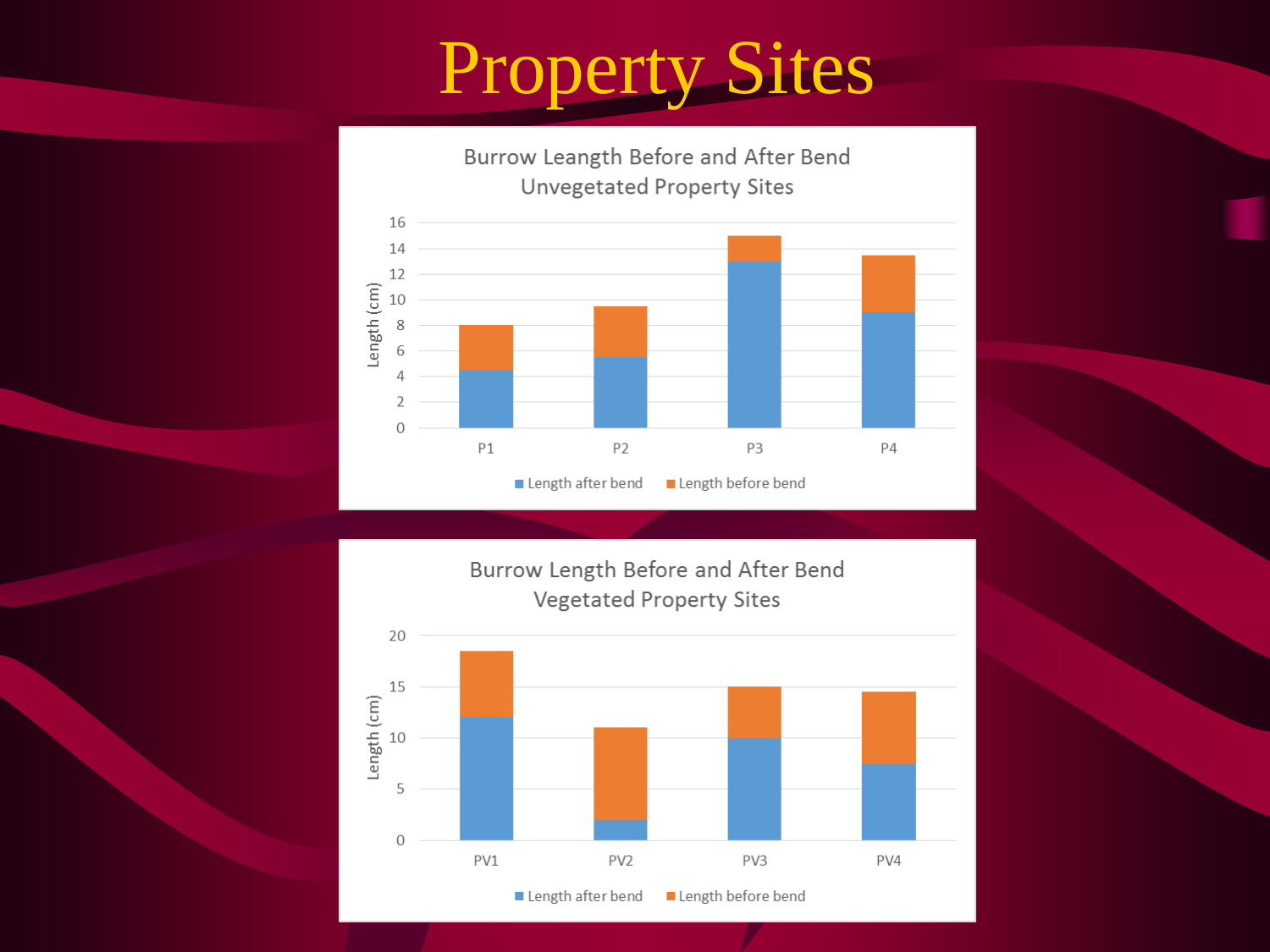# Property Sites

Burrow Leangth Before and After Bend
Unvegetated Property Sites

| Site | Length after bend (cm) | Length before bend (cm) |
|---|---|---|
| P1 | 4.5 | 3.5 |
| P2 | 5.5 | 4 |
| P3 | 13 | 2 |
| P4 | 9 | 4.5 |

Burrow Length Before and After Bend
Vegetated Property Sites

| Site | Length after bend (cm) | Length before bend (cm) |
|---|---|---|
| PV1 | 12 | 6.5 |
| PV2 | 2 | 9 |
| PV3 | 10 | 5 |
| PV4 | 7.5 | 7 |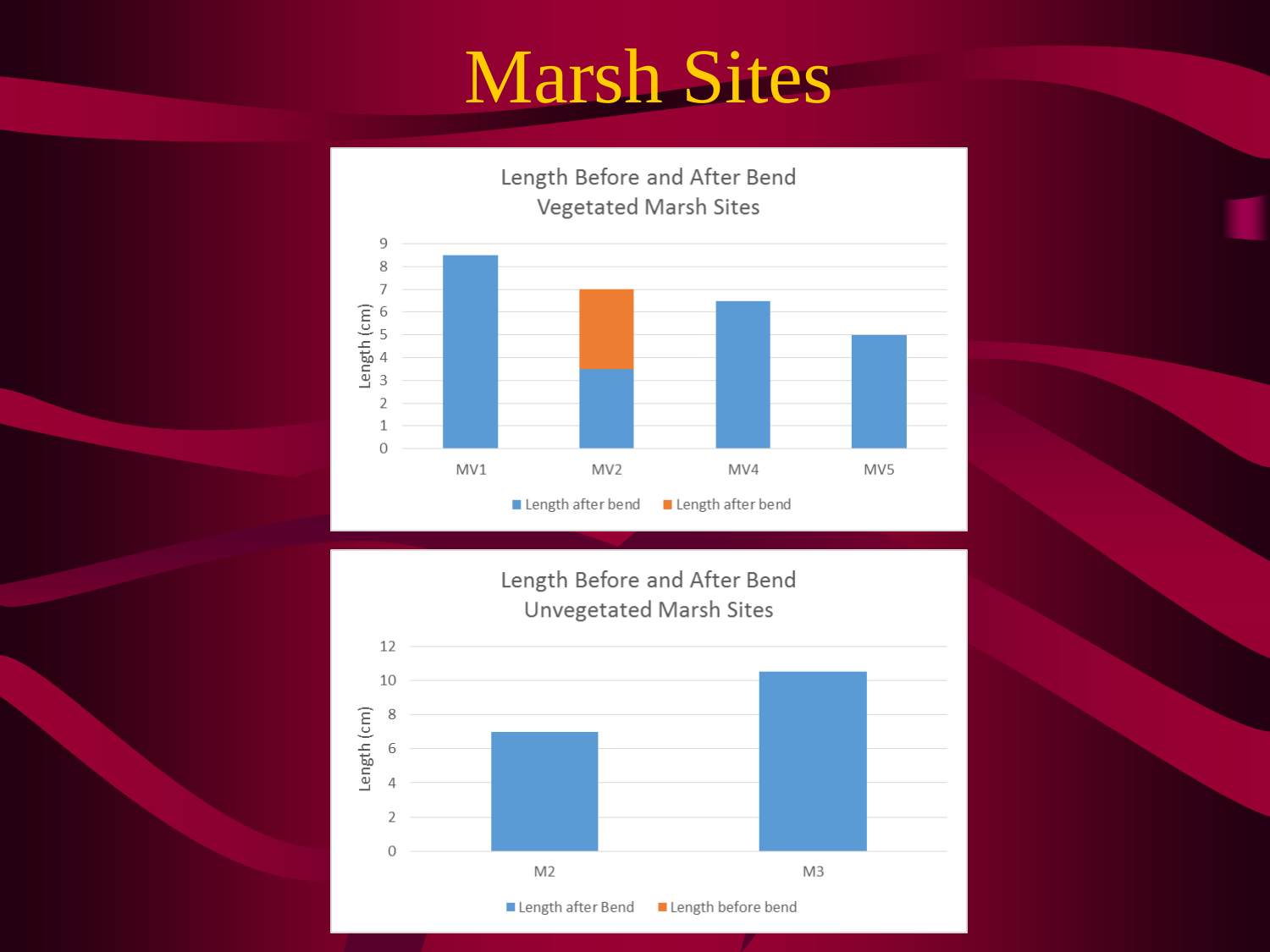# Marsh Sites

**Length Before and After Bend**
**Vegetated Marsh Sites**

| Site | Length after bend (blue) (cm) | Length after bend (orange) (cm) |
|---|---|---|
| MV1 | 8.5 | |
| MV2 | 3.5 | 3.5 |
| MV4 | 6.5 | |
| MV5 | 5 | |

**Length Before and After Bend**
**Unvegetated Marsh Sites**

| Site | Length after Bend (cm) | Length before bend (cm) |
|---|---|---|
| M2 | 7 | |
| M3 | 10.5 | |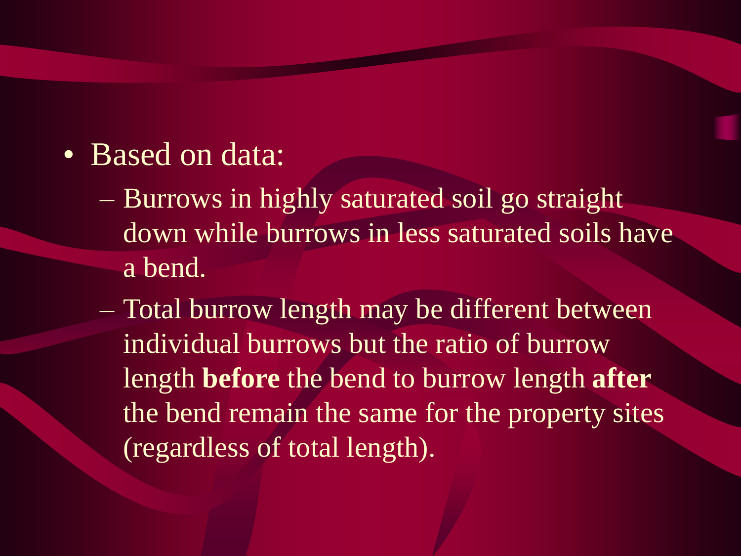- Based on data:
  - Burrows in highly saturated soil go straight down while burrows in less saturated soils have a bend.
  - Total burrow length may be different between individual burrows but the ratio of burrow length **before** the bend to burrow length **after** the bend remain the same for the property sites (regardless of total length).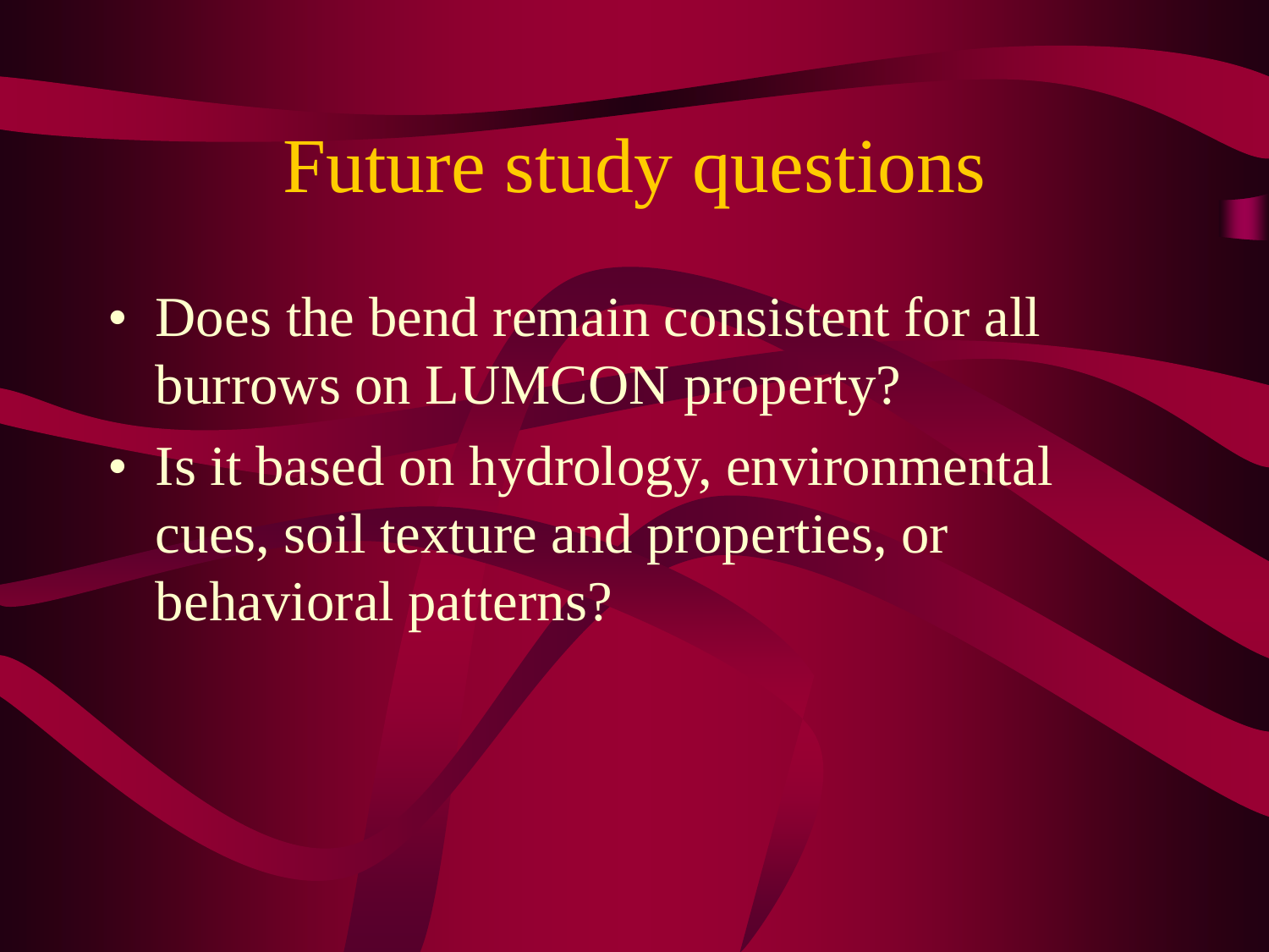# Future study questions

- Does the bend remain consistent for all burrows on LUMCON property?
- Is it based on hydrology, environmental cues, soil texture and properties, or behavioral patterns?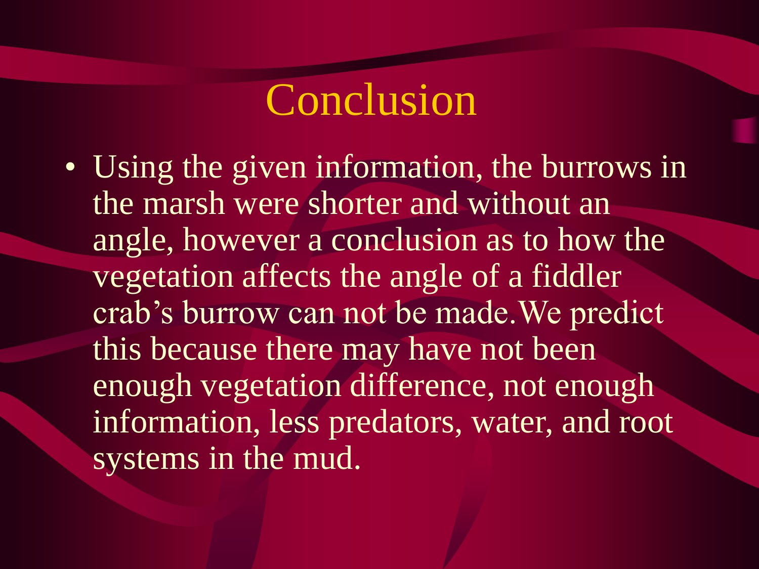# Conclusion

- Using the given information, the burrows in the marsh were shorter and without an angle, however a conclusion as to how the vegetation affects the angle of a fiddler crab's burrow can not be made. We predict this because there may have not been enough vegetation difference, not enough information, less predators, water, and root systems in the mud.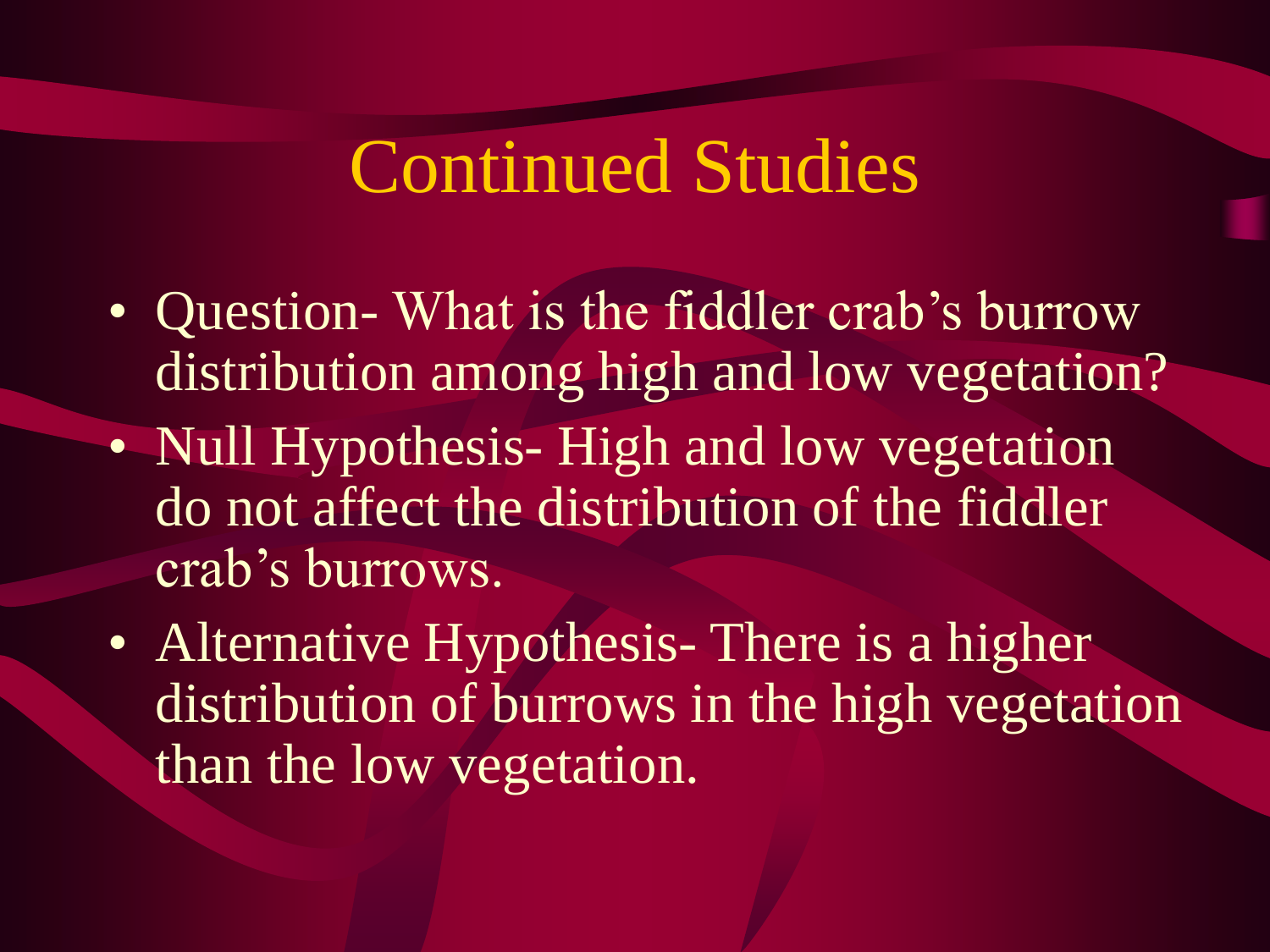# Continued Studies

- Question- What is the fiddler crab's burrow distribution among high and low vegetation?
- Null Hypothesis- High and low vegetation do not affect the distribution of the fiddler crab's burrows.
- Alternative Hypothesis- There is a higher distribution of burrows in the high vegetation than the low vegetation.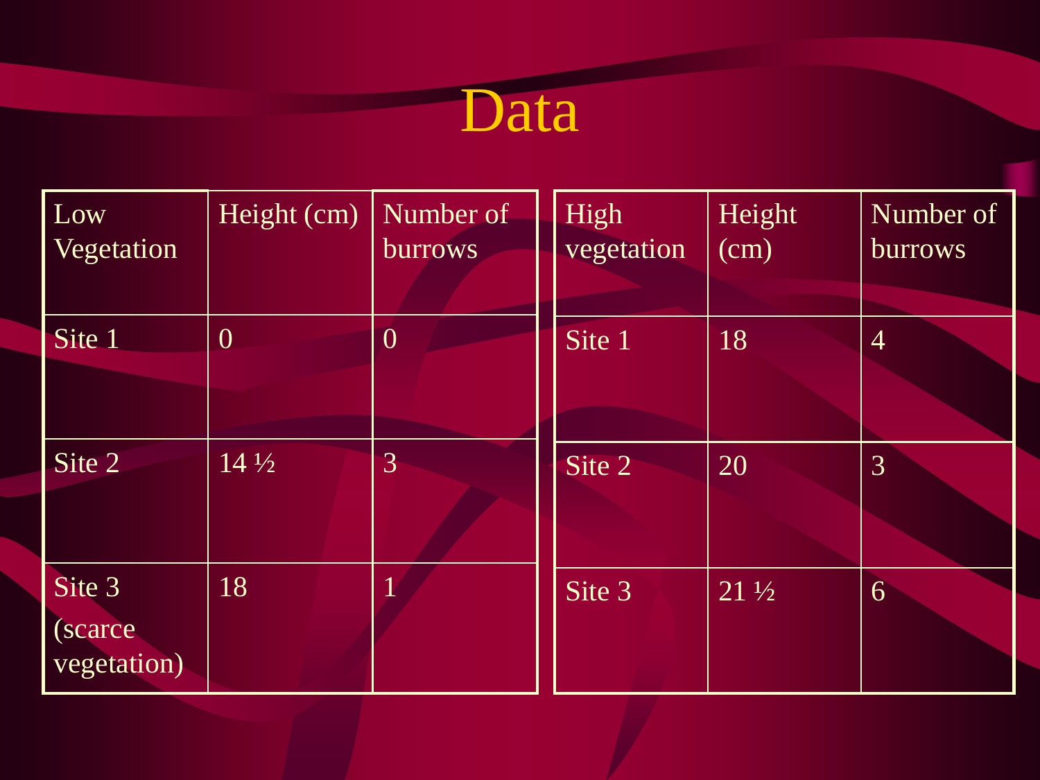# Data

| Low Vegetation | Height (cm) | Number of burrows |
|---|---|---|
| Site 1 | 0 | 0 |
| Site 2 | 14 ½ | 3 |
| Site 3 (scarce vegetation) | 18 | 1 |

| High vegetation | Height (cm) | Number of burrows |
|---|---|---|
| Site 1 | 18 | 4 |
| Site 2 | 20 | 3 |
| Site 3 | 21 ½ | 6 |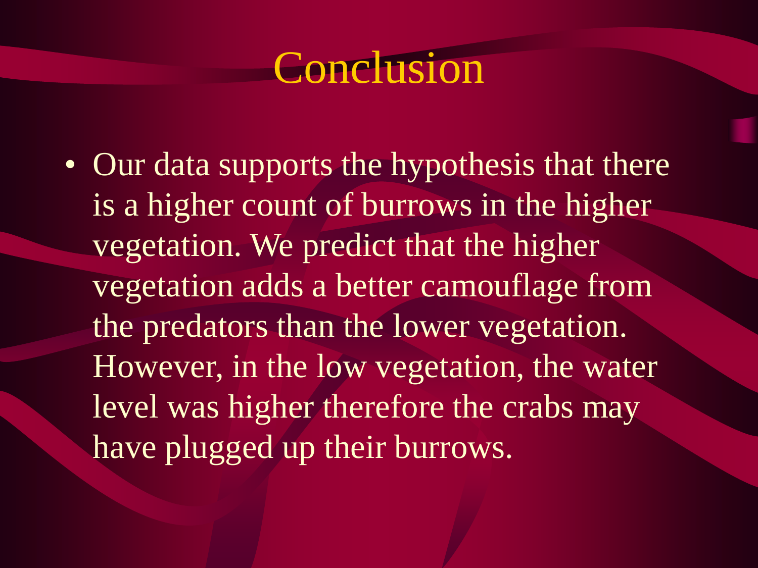# Conclusion

- Our data supports the hypothesis that there is a higher count of burrows in the higher vegetation. We predict that the higher vegetation adds a better camouflage from the predators than the lower vegetation. However, in the low vegetation, the water level was higher therefore the crabs may have plugged up their burrows.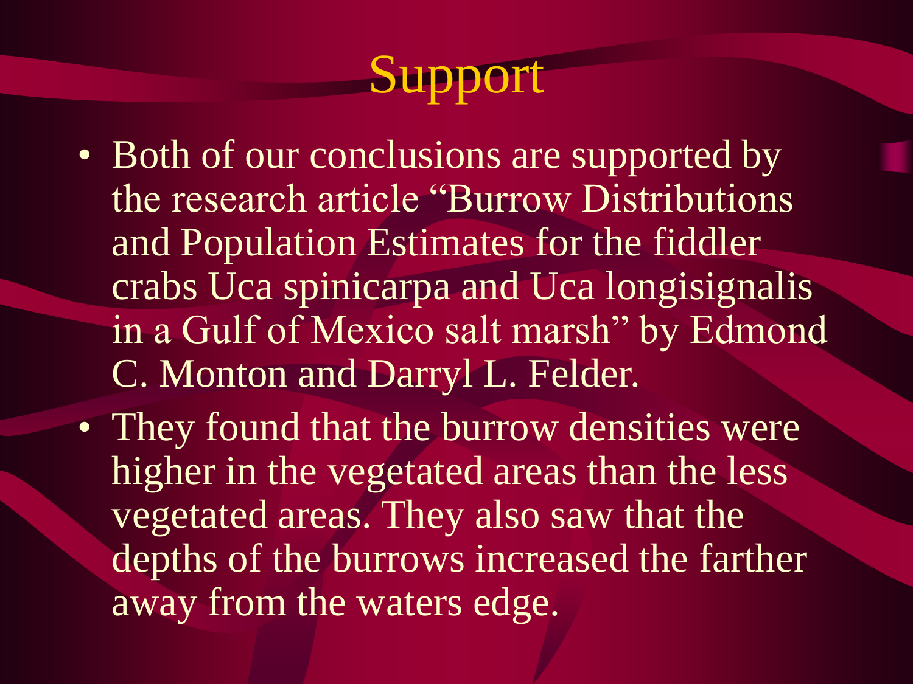# Support

- Both of our conclusions are supported by the research article "Burrow Distributions and Population Estimates for the fiddler crabs Uca spinicarpa and Uca longisignalis in a Gulf of Mexico salt marsh" by Edmond C. Monton and Darryl L. Felder.
- They found that the burrow densities were higher in the vegetated areas than the less vegetated areas. They also saw that the depths of the burrows increased the farther away from the waters edge.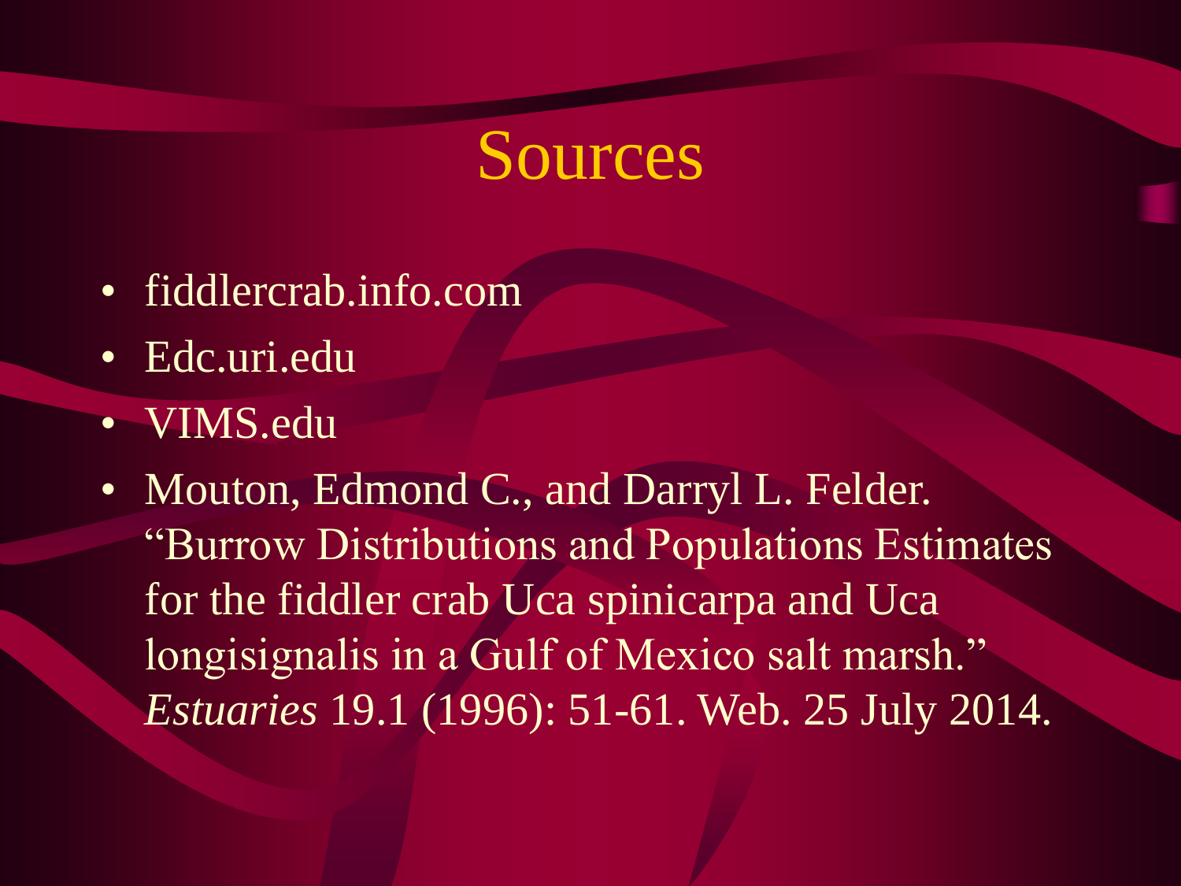# Sources

- fiddlercrab.info.com
- Edc.uri.edu
- VIMS.edu
- Mouton, Edmond C., and Darryl L. Felder. "Burrow Distributions and Populations Estimates for the fiddler crab Uca spinicarpa and Uca longisignalis in a Gulf of Mexico salt marsh." *Estuaries* 19.1 (1996): 51-61. Web. 25 July 2014.